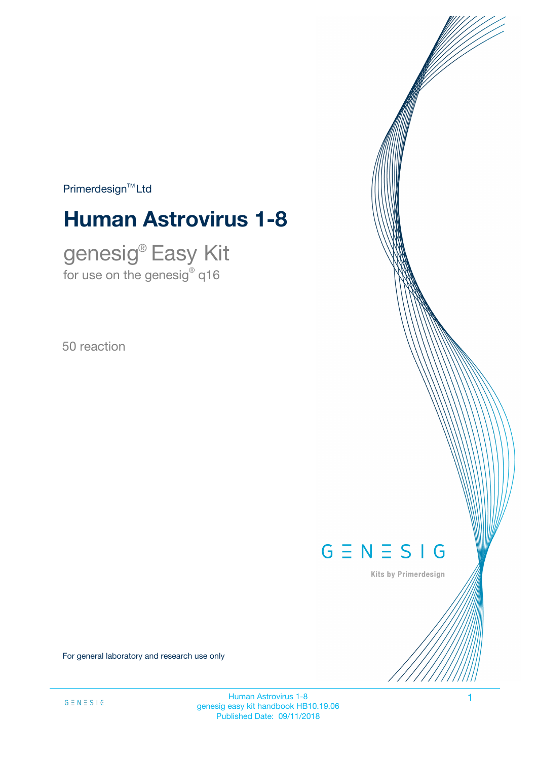Primerdesign™ Ltd

# Human Astrovirus 1-8

## genesig® Easy Kit

for use on the genesig® q16

50 reaction

GENESIG

Kits by Primerdesign

For general laboratory and research use only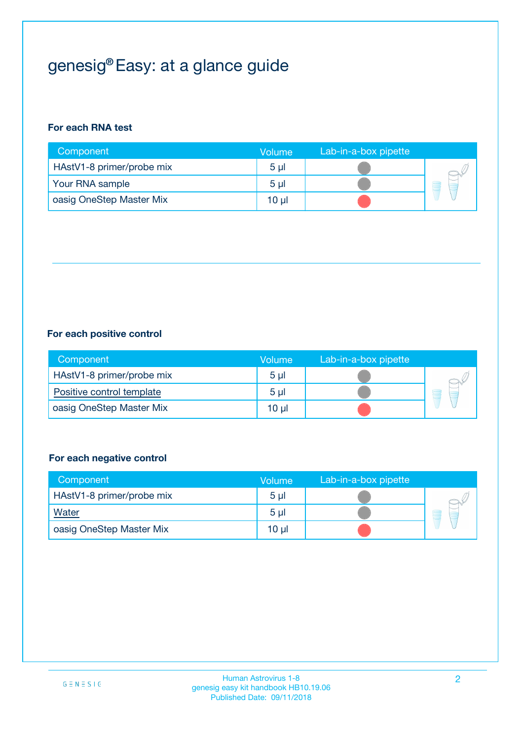# genesig® Easy: at a glance guide

**For each RNA test**

| Component | Volume | Lab-in-a-box pipette |
|---|---|---|
| HAstV1-8 primer/probe mix | 5 µl | |
| Your RNA sample | 5 µl | |
| oasig OneStep Master Mix | 10 µl | |

**For each positive control**

| Component | Volume | Lab-in-a-box pipette |
|---|---|---|
| HAstV1-8 primer/probe mix | 5 µl | |
| Positive control template | 5 µl | |
| oasig OneStep Master Mix | 10 µl | |

**For each negative control**

| Component | Volume | Lab-in-a-box pipette |
|---|---|---|
| HAstV1-8 primer/probe mix | 5 µl | |
| Water | 5 µl | |
| oasig OneStep Master Mix | 10 µl | |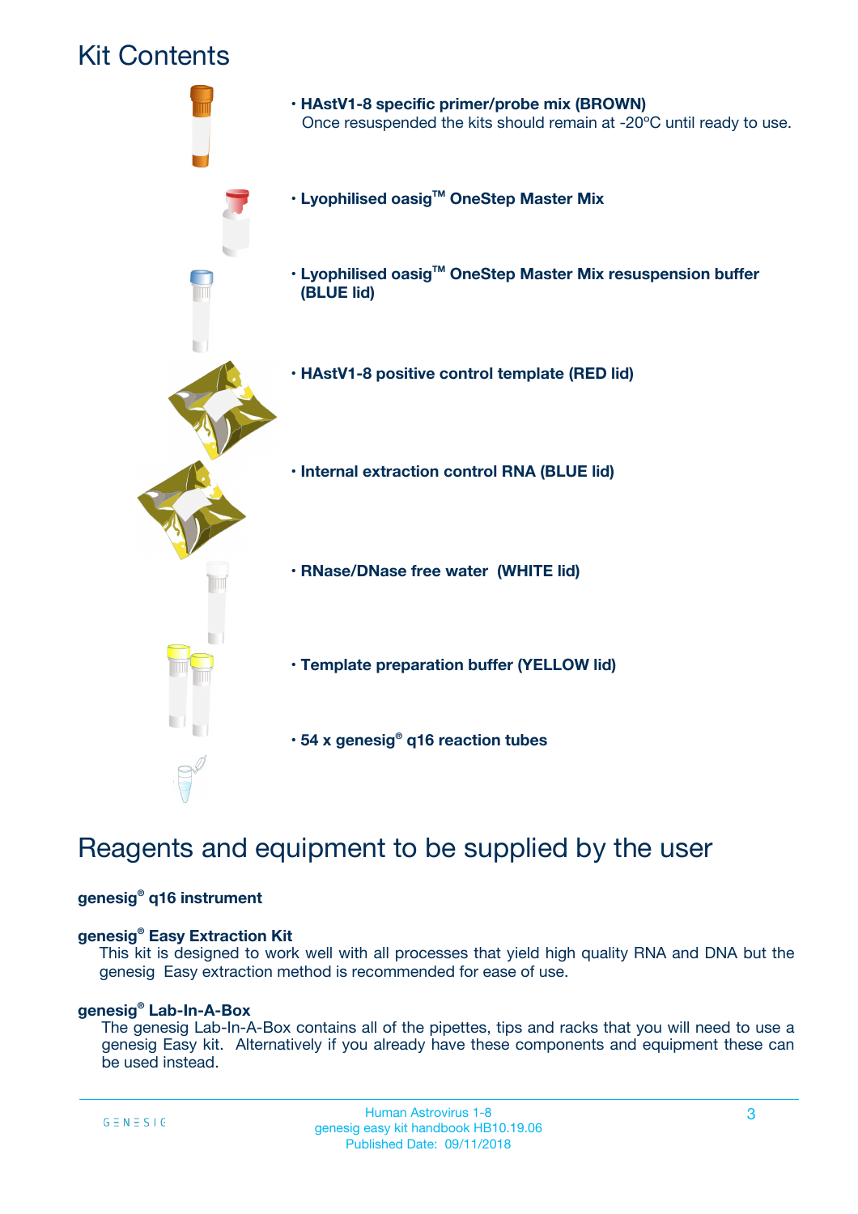# Kit Contents

- **HAstV1-8 specific primer/probe mix (BROWN)**
  Once resuspended the kits should remain at -20ºC until ready to use.
- **Lyophilised oasig™ OneStep Master Mix**
- **Lyophilised oasig™ OneStep Master Mix resuspension buffer (BLUE lid)**
- **HAstV1-8 positive control template (RED lid)**
- **Internal extraction control RNA (BLUE lid)**
- **RNase/DNase free water (WHITE lid)**
- **Template preparation buffer (YELLOW lid)**
- **54 x genesig® q16 reaction tubes**

# Reagents and equipment to be supplied by the user

**genesig® q16 instrument**

**genesig® Easy Extraction Kit**
This kit is designed to work well with all processes that yield high quality RNA and DNA but the genesig Easy extraction method is recommended for ease of use.

**genesig® Lab-In-A-Box**
The genesig Lab-In-A-Box contains all of the pipettes, tips and racks that you will need to use a genesig Easy kit. Alternatively if you already have these components and equipment these can be used instead.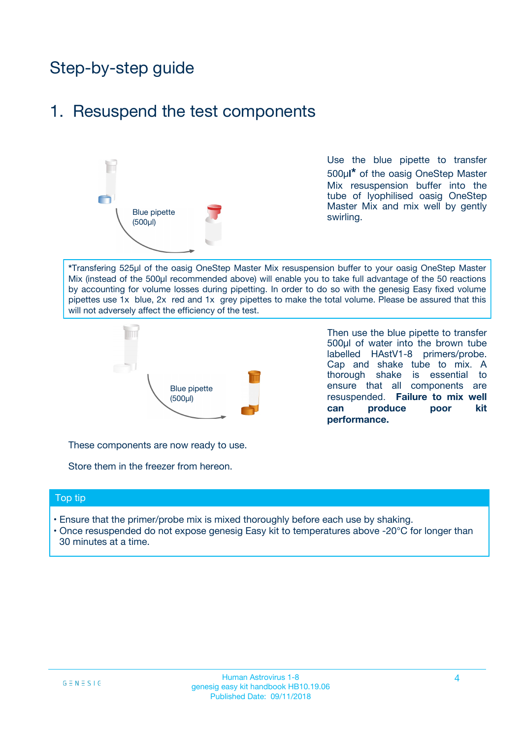# Step-by-step guide

## 1. Resuspend the test components

Blue pipette (500µl)

Use the blue pipette to transfer 500µl* of the oasig OneStep Master Mix resuspension buffer into the tube of lyophilised oasig OneStep Master Mix and mix well by gently swirling.

*Transfering 525µl of the oasig OneStep Master Mix resuspension buffer to your oasig OneStep Master Mix (instead of the 500µl recommended above) will enable you to take full advantage of the 50 reactions by accounting for volume losses during pipetting. In order to do so with the genesig Easy fixed volume pipettes use 1x blue, 2x red and 1x grey pipettes to make the total volume. Please be assured that this will not adversely affect the efficiency of the test.

Blue pipette (500µl)

Then use the blue pipette to transfer 500µl of water into the brown tube labelled HAstV1-8 primers/probe. Cap and shake tube to mix. A thorough shake is essential to ensure that all components are resuspended. **Failure to mix well can produce poor kit performance.**

These components are now ready to use.

Store them in the freezer from hereon.

**Top tip**

- Ensure that the primer/probe mix is mixed thoroughly before each use by shaking.
- Once resuspended do not expose genesig Easy kit to temperatures above -20°C for longer than 30 minutes at a time.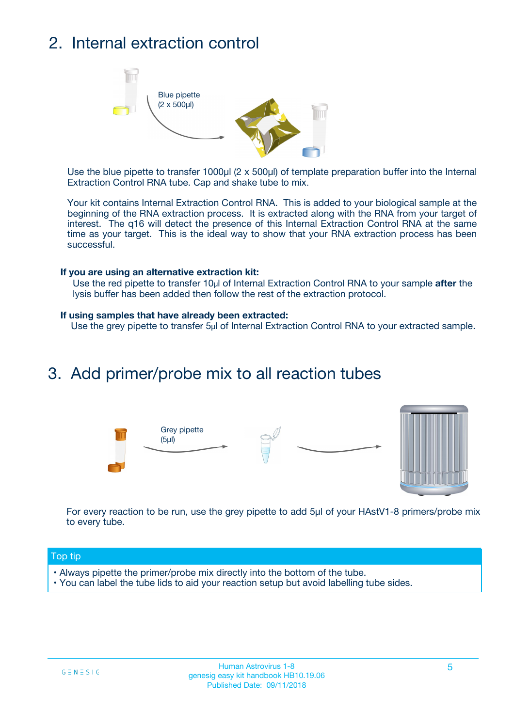## 2. Internal extraction control

Blue pipette (2 x 500µl)

Use the blue pipette to transfer 1000µl (2 x 500µl) of template preparation buffer into the Internal Extraction Control RNA tube. Cap and shake tube to mix.

Your kit contains Internal Extraction Control RNA. This is added to your biological sample at the beginning of the RNA extraction process. It is extracted along with the RNA from your target of interest. The q16 will detect the presence of this Internal Extraction Control RNA at the same time as your target. This is the ideal way to show that your RNA extraction process has been successful.

**If you are using an alternative extraction kit:**

Use the red pipette to transfer 10µl of Internal Extraction Control RNA to your sample **after** the lysis buffer has been added then follow the rest of the extraction protocol.

**If using samples that have already been extracted:**

Use the grey pipette to transfer 5µl of Internal Extraction Control RNA to your extracted sample.

## 3. Add primer/probe mix to all reaction tubes

Grey pipette (5µl)

For every reaction to be run, use the grey pipette to add 5µl of your HAstV1-8 primers/probe mix to every tube.

**Top tip**

- Always pipette the primer/probe mix directly into the bottom of the tube.
- You can label the tube lids to aid your reaction setup but avoid labelling tube sides.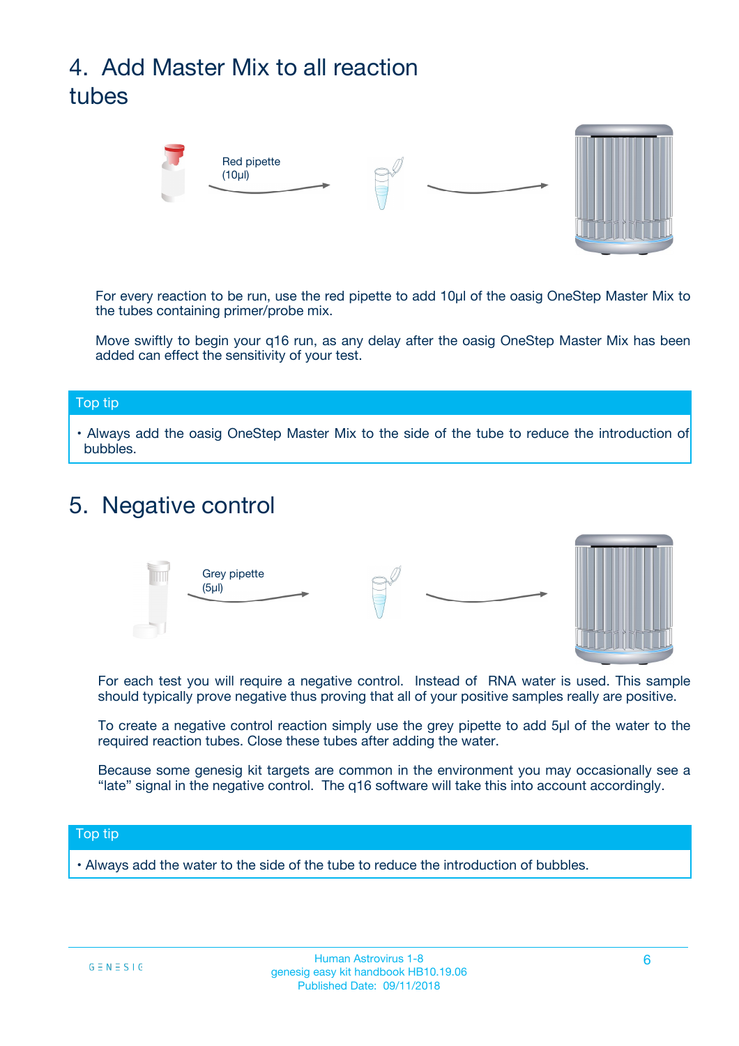## 4. Add Master Mix to all reaction tubes

Red pipette (10µl)

For every reaction to be run, use the red pipette to add 10µl of the oasig OneStep Master Mix to the tubes containing primer/probe mix.

Move swiftly to begin your q16 run, as any delay after the oasig OneStep Master Mix has been added can effect the sensitivity of your test.

**Top tip**

- Always add the oasig OneStep Master Mix to the side of the tube to reduce the introduction of bubbles.

## 5. Negative control

Grey pipette (5µl)

For each test you will require a negative control. Instead of RNA water is used. This sample should typically prove negative thus proving that all of your positive samples really are positive.

To create a negative control reaction simply use the grey pipette to add 5µl of the water to the required reaction tubes. Close these tubes after adding the water.

Because some genesig kit targets are common in the environment you may occasionally see a "late" signal in the negative control. The q16 software will take this into account accordingly.

**Top tip**

- Always add the water to the side of the tube to reduce the introduction of bubbles.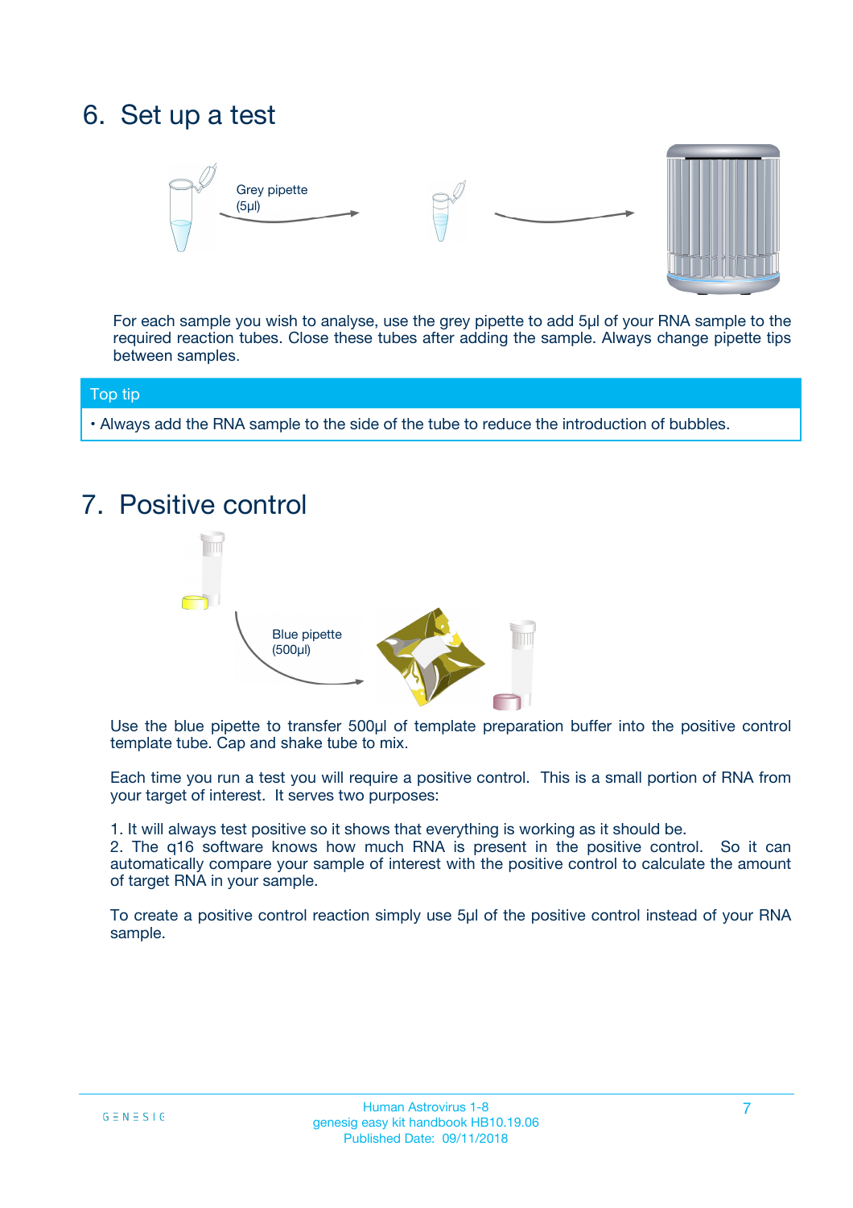## 6. Set up a test

Grey pipette (5µl)

For each sample you wish to analyse, use the grey pipette to add 5µl of your RNA sample to the required reaction tubes. Close these tubes after adding the sample. Always change pipette tips between samples.

**Top tip**

- Always add the RNA sample to the side of the tube to reduce the introduction of bubbles.

## 7. Positive control

Blue pipette (500µl)

Use the blue pipette to transfer 500µl of template preparation buffer into the positive control template tube. Cap and shake tube to mix.

Each time you run a test you will require a positive control. This is a small portion of RNA from your target of interest. It serves two purposes:

1. It will always test positive so it shows that everything is working as it should be.
2. The q16 software knows how much RNA is present in the positive control. So it can automatically compare your sample of interest with the positive control to calculate the amount of target RNA in your sample.

To create a positive control reaction simply use 5µl of the positive control instead of your RNA sample.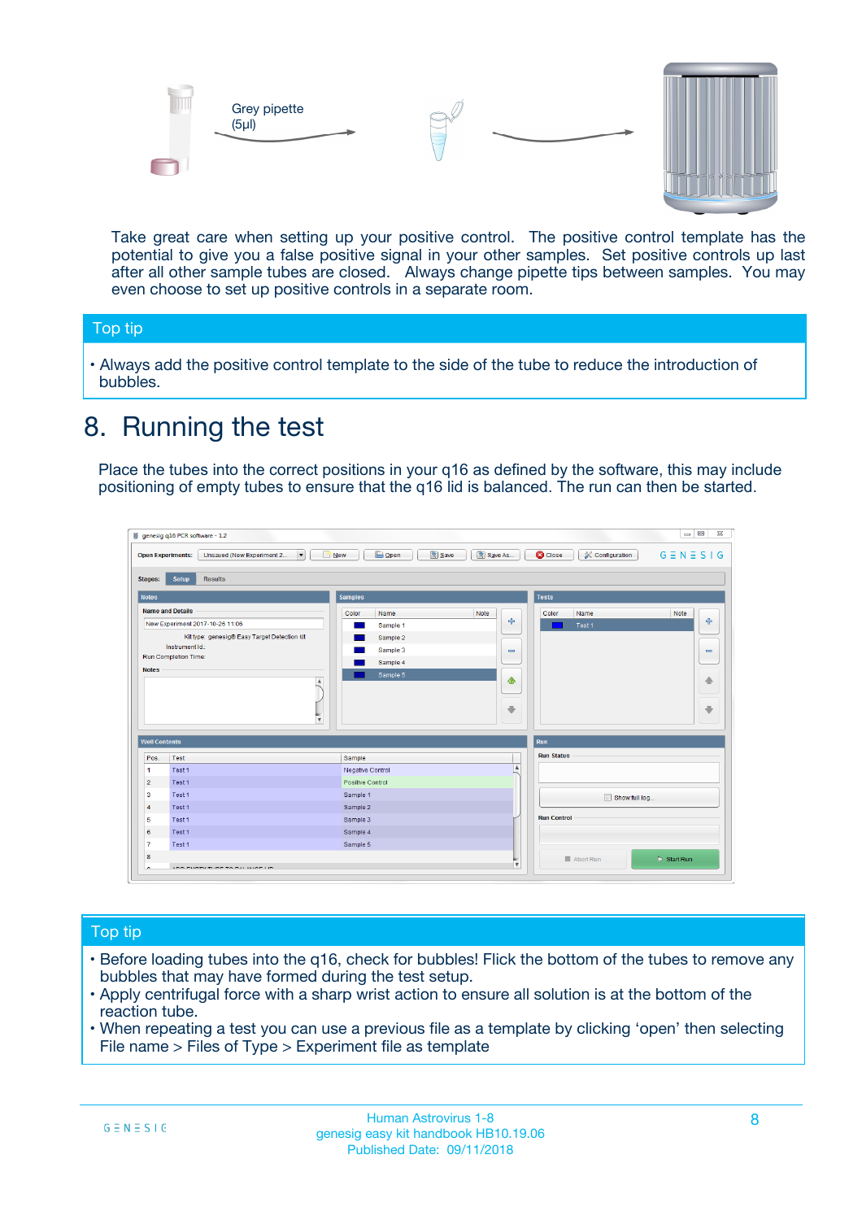Grey pipette (5µl)

Take great care when setting up your positive control. The positive control template has the potential to give you a false positive signal in your other samples. Set positive controls up last after all other sample tubes are closed. Always change pipette tips between samples. You may even choose to set up positive controls in a separate room.

## Top tip

- Always add the positive control template to the side of the tube to reduce the introduction of bubbles.

# 8. Running the test

Place the tubes into the correct positions in your q16 as defined by the software, this may include positioning of empty tubes to ensure that the q16 lid is balanced. The run can then be started.

## Top tip

- Before loading tubes into the q16, check for bubbles! Flick the bottom of the tubes to remove any bubbles that may have formed during the test setup.
- Apply centrifugal force with a sharp wrist action to ensure all solution is at the bottom of the reaction tube.
- When repeating a test you can use a previous file as a template by clicking 'open' then selecting File name > Files of Type > Experiment file as template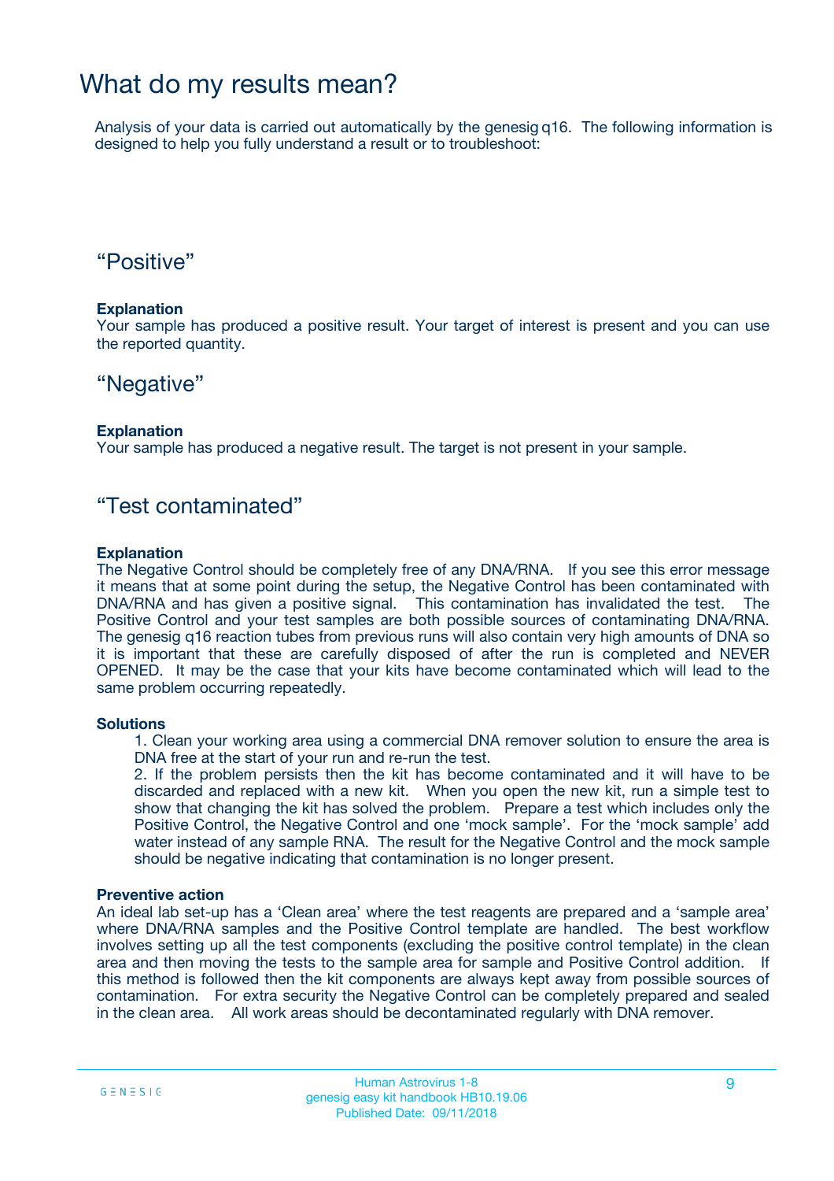# What do my results mean?

Analysis of your data is carried out automatically by the genesig q16. The following information is designed to help you fully understand a result or to troubleshoot:

## “Positive”

**Explanation**
Your sample has produced a positive result. Your target of interest is present and you can use the reported quantity.

## “Negative”

**Explanation**
Your sample has produced a negative result. The target is not present in your sample.

## “Test contaminated”

**Explanation**
The Negative Control should be completely free of any DNA/RNA. If you see this error message it means that at some point during the setup, the Negative Control has been contaminated with DNA/RNA and has given a positive signal. This contamination has invalidated the test. The Positive Control and your test samples are both possible sources of contaminating DNA/RNA. The genesig q16 reaction tubes from previous runs will also contain very high amounts of DNA so it is important that these are carefully disposed of after the run is completed and NEVER OPENED. It may be the case that your kits have become contaminated which will lead to the same problem occurring repeatedly.

**Solutions**

1. Clean your working area using a commercial DNA remover solution to ensure the area is DNA free at the start of your run and re-run the test.
2. If the problem persists then the kit has become contaminated and it will have to be discarded and replaced with a new kit. When you open the new kit, run a simple test to show that changing the kit has solved the problem. Prepare a test which includes only the Positive Control, the Negative Control and one ‘mock sample’. For the ‘mock sample’ add water instead of any sample RNA. The result for the Negative Control and the mock sample should be negative indicating that contamination is no longer present.

**Preventive action**
An ideal lab set-up has a ‘Clean area’ where the test reagents are prepared and a ‘sample area’ where DNA/RNA samples and the Positive Control template are handled. The best workflow involves setting up all the test components (excluding the positive control template) in the clean area and then moving the tests to the sample area for sample and Positive Control addition. If this method is followed then the kit components are always kept away from possible sources of contamination. For extra security the Negative Control can be completely prepared and sealed in the clean area. All work areas should be decontaminated regularly with DNA remover.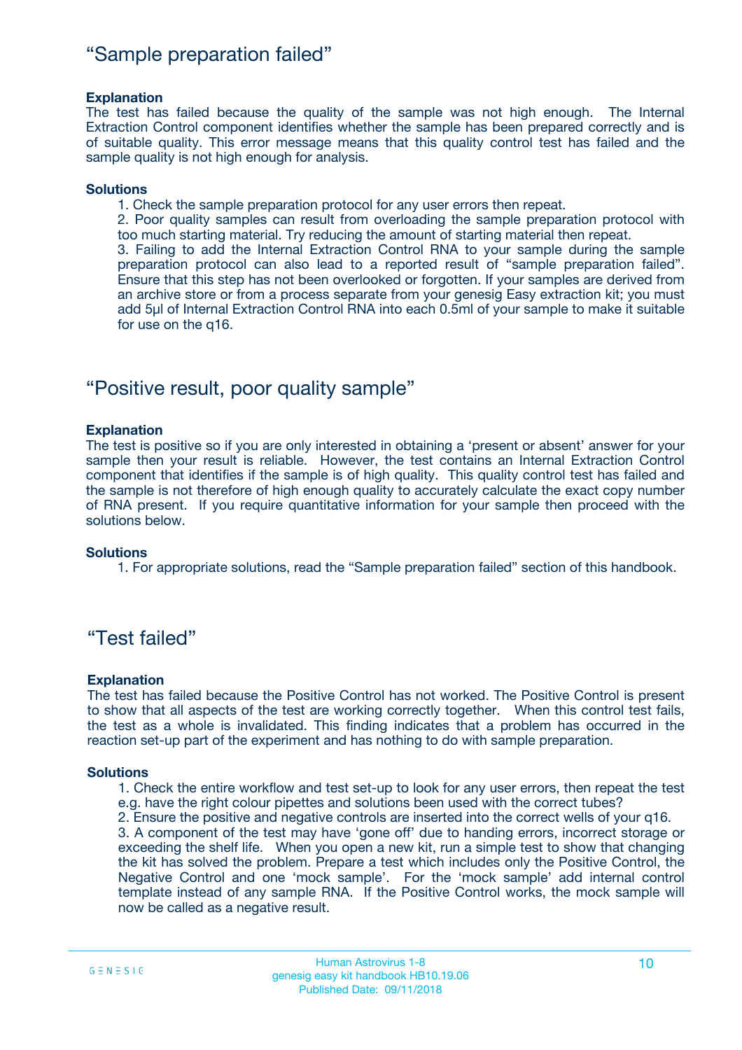## “Sample preparation failed”

**Explanation**

The test has failed because the quality of the sample was not high enough. The Internal Extraction Control component identifies whether the sample has been prepared correctly and is of suitable quality. This error message means that this quality control test has failed and the sample quality is not high enough for analysis.

**Solutions**

1. Check the sample preparation protocol for any user errors then repeat.
2. Poor quality samples can result from overloading the sample preparation protocol with too much starting material. Try reducing the amount of starting material then repeat.
3. Failing to add the Internal Extraction Control RNA to your sample during the sample preparation protocol can also lead to a reported result of “sample preparation failed”. Ensure that this step has not been overlooked or forgotten. If your samples are derived from an archive store or from a process separate from your genesig Easy extraction kit; you must add 5µl of Internal Extraction Control RNA into each 0.5ml of your sample to make it suitable for use on the q16.

## “Positive result, poor quality sample”

**Explanation**

The test is positive so if you are only interested in obtaining a ‘present or absent’ answer for your sample then your result is reliable. However, the test contains an Internal Extraction Control component that identifies if the sample is of high quality. This quality control test has failed and the sample is not therefore of high enough quality to accurately calculate the exact copy number of RNA present. If you require quantitative information for your sample then proceed with the solutions below.

**Solutions**

1. For appropriate solutions, read the “Sample preparation failed” section of this handbook.

## “Test failed”

**Explanation**

The test has failed because the Positive Control has not worked. The Positive Control is present to show that all aspects of the test are working correctly together. When this control test fails, the test as a whole is invalidated. This finding indicates that a problem has occurred in the reaction set-up part of the experiment and has nothing to do with sample preparation.

**Solutions**

1. Check the entire workflow and test set-up to look for any user errors, then repeat the test e.g. have the right colour pipettes and solutions been used with the correct tubes?
2. Ensure the positive and negative controls are inserted into the correct wells of your q16.
3. A component of the test may have ‘gone off’ due to handing errors, incorrect storage or exceeding the shelf life. When you open a new kit, run a simple test to show that changing the kit has solved the problem. Prepare a test which includes only the Positive Control, the Negative Control and one ‘mock sample’. For the ‘mock sample’ add internal control template instead of any sample RNA. If the Positive Control works, the mock sample will now be called as a negative result.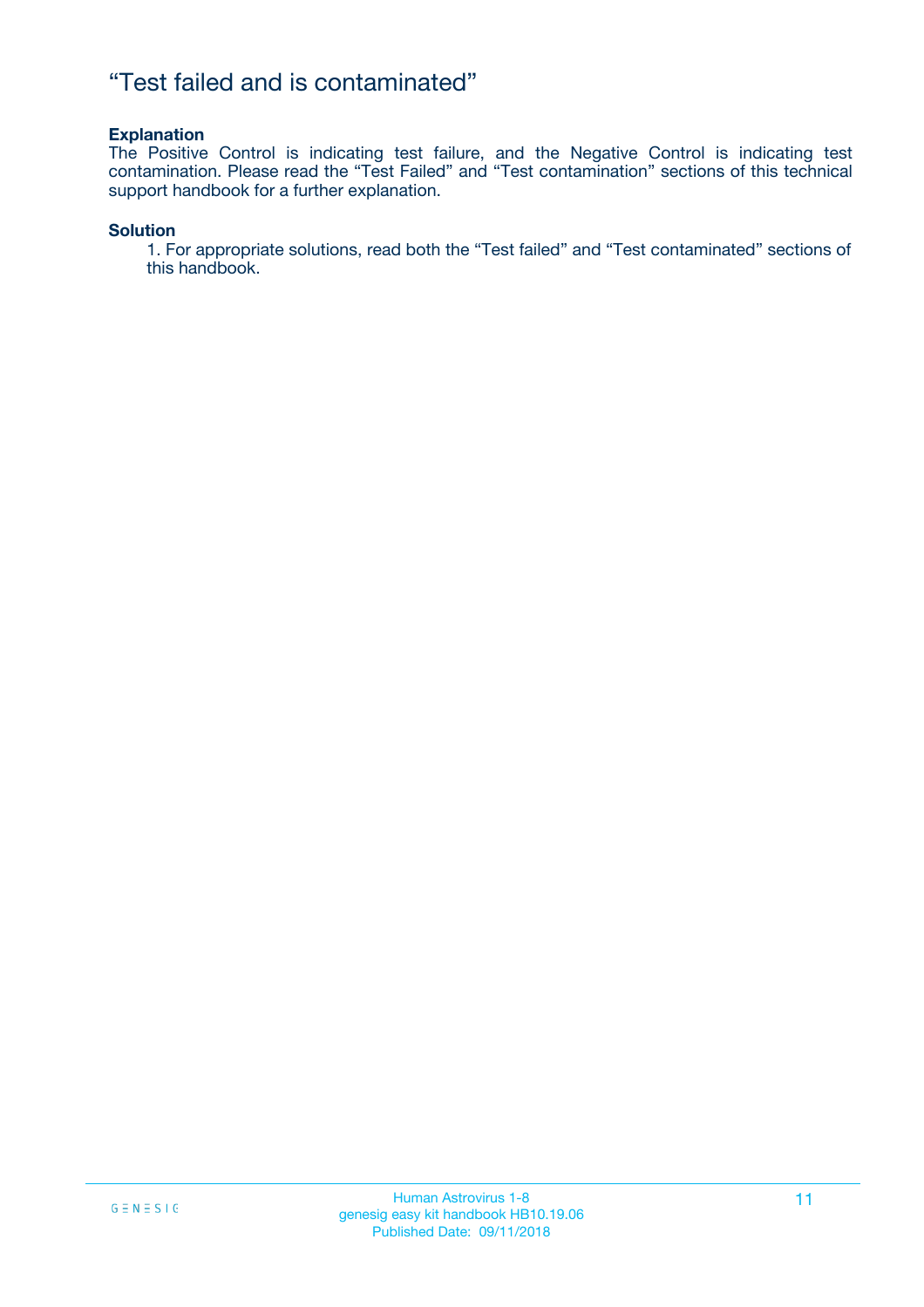# “Test failed and is contaminated”

**Explanation**

The Positive Control is indicating test failure, and the Negative Control is indicating test contamination. Please read the “Test Failed” and “Test contamination” sections of this technical support handbook for a further explanation.

**Solution**

1. For appropriate solutions, read both the “Test failed” and “Test contaminated” sections of this handbook.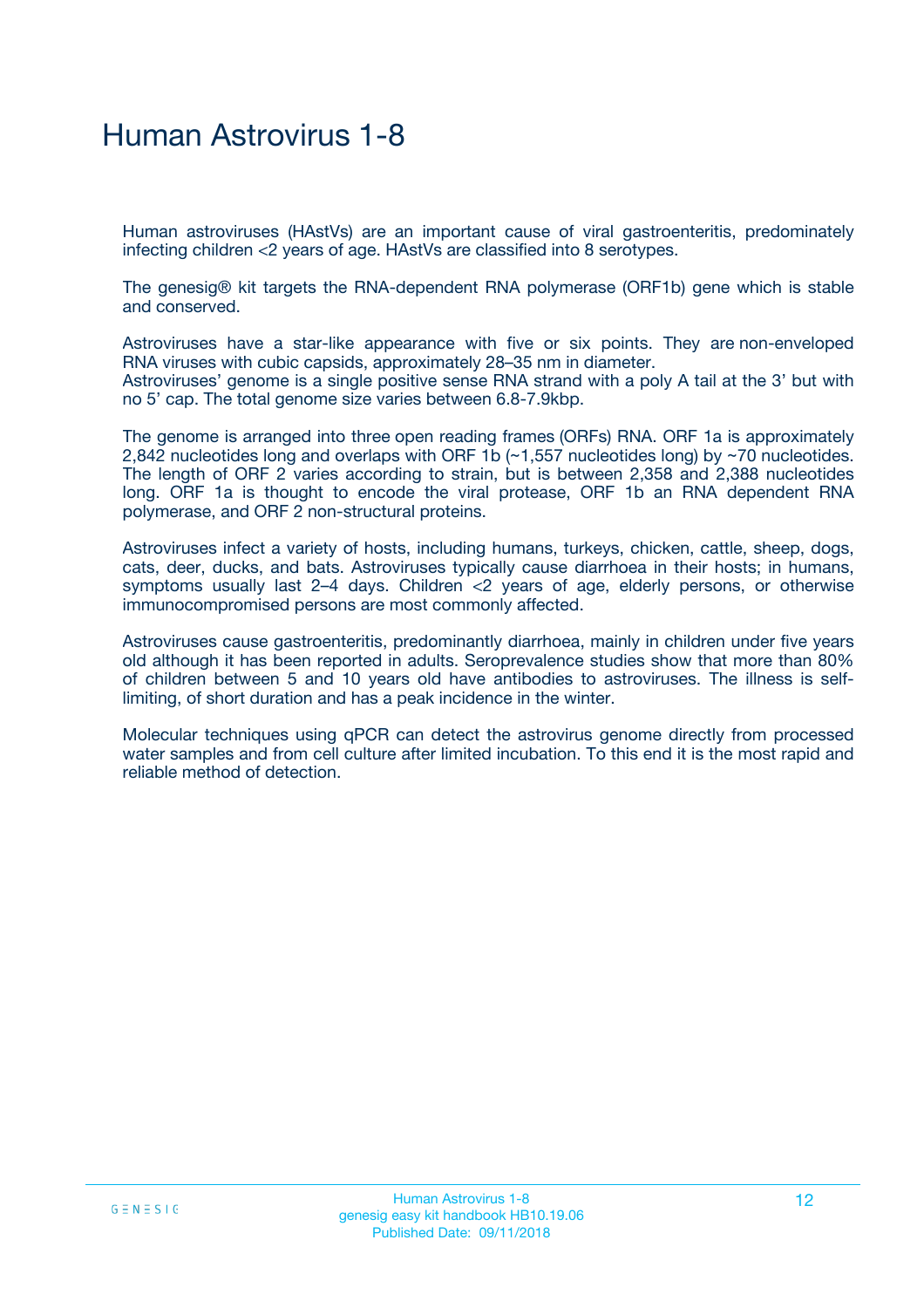# Human Astrovirus 1-8

Human astroviruses (HAstVs) are an important cause of viral gastroenteritis, predominately infecting children <2 years of age. HAstVs are classified into 8 serotypes.

The genesig® kit targets the RNA-dependent RNA polymerase (ORF1b) gene which is stable and conserved.

Astroviruses have a star-like appearance with five or six points. They are non-enveloped RNA viruses with cubic capsids, approximately 28–35 nm in diameter.
Astroviruses' genome is a single positive sense RNA strand with a poly A tail at the 3' but with no 5' cap. The total genome size varies between 6.8-7.9kbp.

The genome is arranged into three open reading frames (ORFs) RNA. ORF 1a is approximately 2,842 nucleotides long and overlaps with ORF 1b (~1,557 nucleotides long) by ~70 nucleotides. The length of ORF 2 varies according to strain, but is between 2,358 and 2,388 nucleotides long. ORF 1a is thought to encode the viral protease, ORF 1b an RNA dependent RNA polymerase, and ORF 2 non-structural proteins.

Astroviruses infect a variety of hosts, including humans, turkeys, chicken, cattle, sheep, dogs, cats, deer, ducks, and bats. Astroviruses typically cause diarrhoea in their hosts; in humans, symptoms usually last 2–4 days. Children <2 years of age, elderly persons, or otherwise immunocompromised persons are most commonly affected.

Astroviruses cause gastroenteritis, predominantly diarrhoea, mainly in children under five years old although it has been reported in adults. Seroprevalence studies show that more than 80% of children between 5 and 10 years old have antibodies to astroviruses. The illness is self-limiting, of short duration and has a peak incidence in the winter.

Molecular techniques using qPCR can detect the astrovirus genome directly from processed water samples and from cell culture after limited incubation. To this end it is the most rapid and reliable method of detection.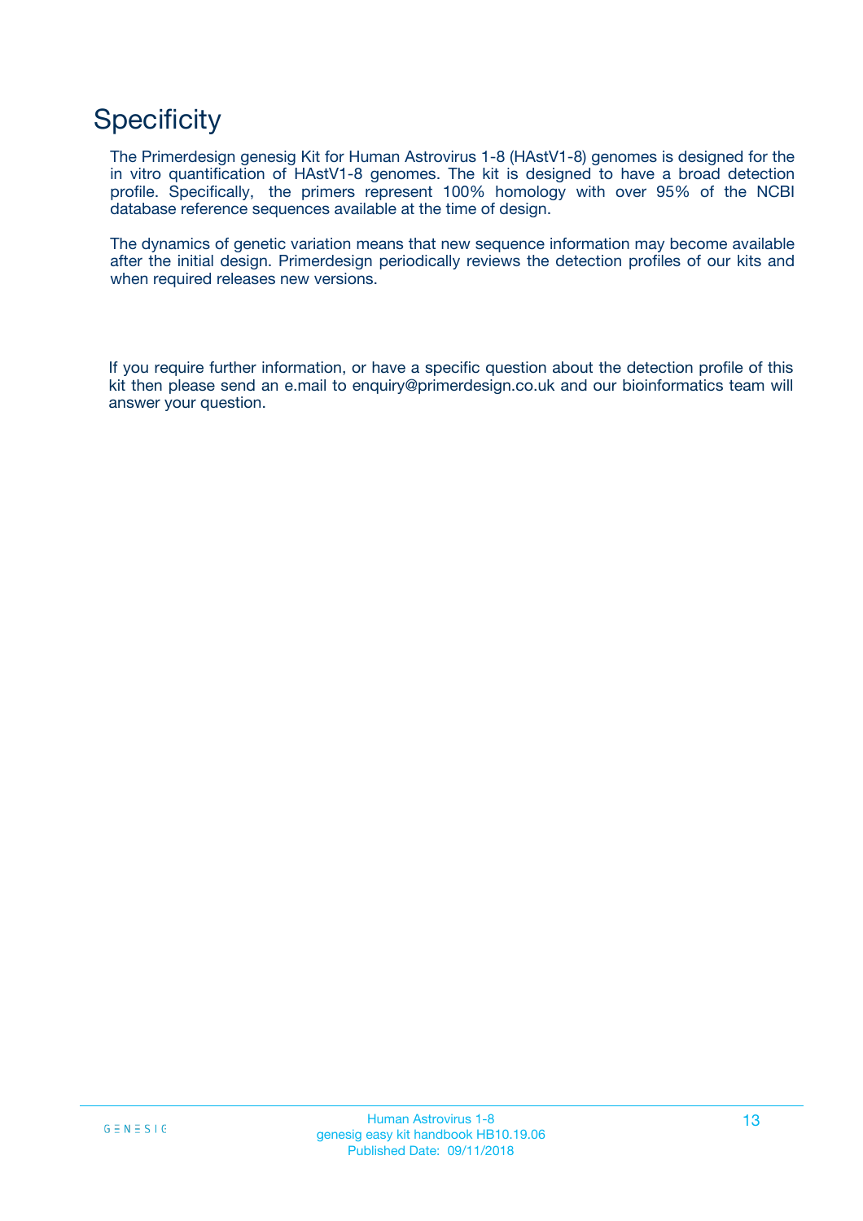# Specificity

The Primerdesign genesig Kit for Human Astrovirus 1-8 (HAstV1-8) genomes is designed for the in vitro quantification of HAstV1-8 genomes. The kit is designed to have a broad detection profile. Specifically, the primers represent 100% homology with over 95% of the NCBI database reference sequences available at the time of design.

The dynamics of genetic variation means that new sequence information may become available after the initial design. Primerdesign periodically reviews the detection profiles of our kits and when required releases new versions.

If you require further information, or have a specific question about the detection profile of this kit then please send an e.mail to enquiry@primerdesign.co.uk and our bioinformatics team will answer your question.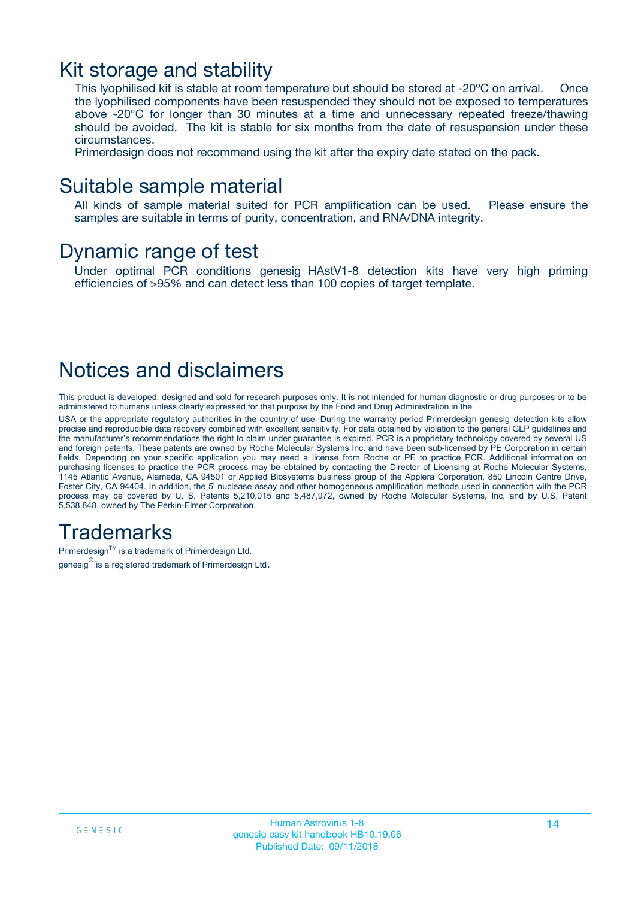# Kit storage and stability

This lyophilised kit is stable at room temperature but should be stored at -20ºC on arrival. Once the lyophilised components have been resuspended they should not be exposed to temperatures above -20°C for longer than 30 minutes at a time and unnecessary repeated freeze/thawing should be avoided. The kit is stable for six months from the date of resuspension under these circumstances.

Primerdesign does not recommend using the kit after the expiry date stated on the pack.

# Suitable sample material

All kinds of sample material suited for PCR amplification can be used. Please ensure the samples are suitable in terms of purity, concentration, and RNA/DNA integrity.

# Dynamic range of test

Under optimal PCR conditions genesig HAstV1-8 detection kits have very high priming efficiencies of >95% and can detect less than 100 copies of target template.

# Notices and disclaimers

This product is developed, designed and sold for research purposes only. It is not intended for human diagnostic or drug purposes or to be administered to humans unless clearly expressed for that purpose by the Food and Drug Administration in the

USA or the appropriate regulatory authorities in the country of use. During the warranty period Primerdesign genesig detection kits allow precise and reproducible data recovery combined with excellent sensitivity. For data obtained by violation to the general GLP guidelines and the manufacturer's recommendations the right to claim under guarantee is expired. PCR is a proprietary technology covered by several US and foreign patents. These patents are owned by Roche Molecular Systems Inc. and have been sub-licensed by PE Corporation in certain fields. Depending on your specific application you may need a license from Roche or PE to practice PCR. Additional information on purchasing licenses to practice the PCR process may be obtained by contacting the Director of Licensing at Roche Molecular Systems, 1145 Atlantic Avenue, Alameda, CA 94501 or Applied Biosystems business group of the Applera Corporation, 850 Lincoln Centre Drive, Foster City, CA 94404. In addition, the 5' nuclease assay and other homogeneous amplification methods used in connection with the PCR process may be covered by U. S. Patents 5,210,015 and 5,487,972, owned by Roche Molecular Systems, Inc, and by U.S. Patent 5,538,848, owned by The Perkin-Elmer Corporation.

# Trademarks

Primerdesign™ is a trademark of Primerdesign Ltd.

genesig® is a registered trademark of Primerdesign Ltd.